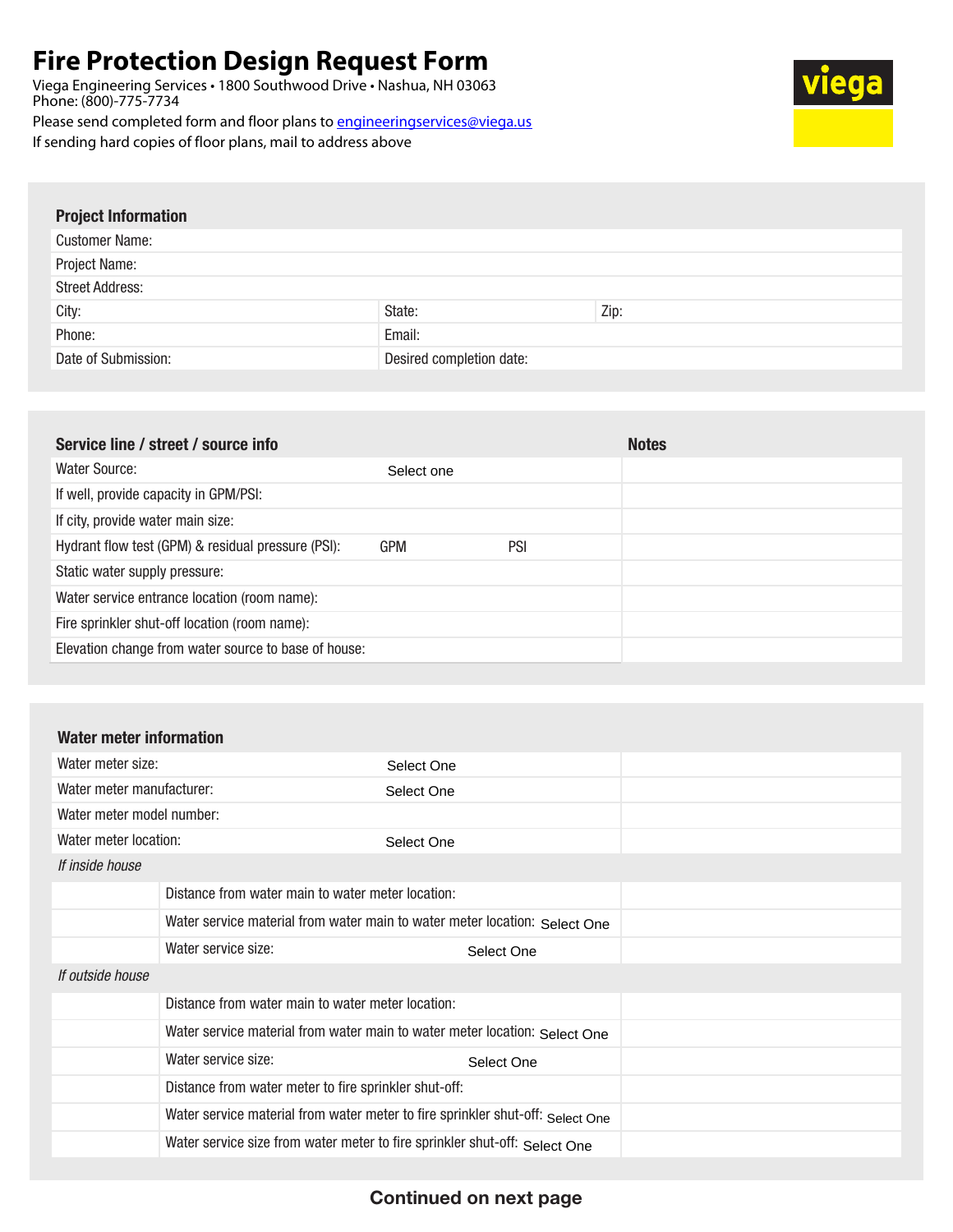# Fire Protection Design Request Form

Viega Engineering Services • 1800 Southwood Drive • Nashua, NH 03063
Phone: (800)-775-7734

Please send completed form and floor plans to engineeringservices@viega.us

If sending hard copies of floor plans, mail to address above

viega

## Project Information

| | | |
|---|---|---|
| Customer Name: | | |
| Project Name: | | |
| Street Address: | | |
| City: | State: | Zip: |
| Phone: | Email: | |
| Date of Submission: | Desired completion date: | |

## Service line / street / source info

| Service line / street / source info | | | Notes |
|---|---|---|---|
| Water Source: | Select one | | |
| If well, provide capacity in GPM/PSI: | | | |
| If city, provide water main size: | | | |
| Hydrant flow test (GPM) & residual pressure (PSI): | GPM | PSI | |
| Static water supply pressure: | | | |
| Water service entrance location (room name): | | | |
| Fire sprinkler shut-off location (room name): | | | |
| Elevation change from water source to base of house: | | | |

## Water meter information

| | | |
|---|---|---|
| Water meter size: | Select One | |
| Water meter manufacturer: | Select One | |
| Water meter model number: | | |
| Water meter location: | Select One | |

*If inside house*

| | | | |
|---|---|---|---|
| | Distance from water main to water meter location: | | |
| | Water service material from water main to water meter location: | Select One | |
| | Water service size: | Select One | |

*If outside house*

| | | | |
|---|---|---|---|
| | Distance from water main to water meter location: | | |
| | Water service material from water main to water meter location: | Select One | |
| | Water service size: | Select One | |
| | Distance from water meter to fire sprinkler shut-off: | | |
| | Water service material from water meter to fire sprinkler shut-off: | Select One | |
| | Water service size from water meter to fire sprinkler shut-off: | Select One | |

**Continued on next page**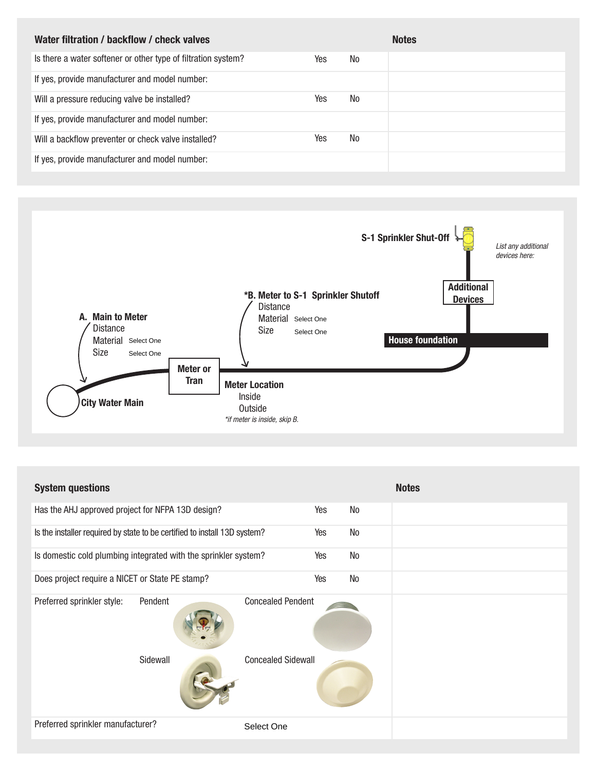## Water filtration / backflow / check valves

| Water filtration / backflow / check valves | | | Notes |
|---|---|---|---|
| Is there a water softener or other type of filtration system? | Yes | No | |
| If yes, provide manufacturer and model number: | | | |
| Will a pressure reducing valve be installed? | Yes | No | |
| If yes, provide manufacturer and model number: | | | |
| Will a backflow preventer or check valve installed? | Yes | No | |
| If yes, provide manufacturer and model number: | | | |

**S-1 Sprinkler Shut-Off**

*List any additional devices here:*

**Additional Devices**

**\*B. Meter to S-1 Sprinkler Shutoff**
Distance
Material Select One
Size Select One

**House foundation**

**A. Main to Meter**
Distance
Material Select One
Size Select One

**Meter or Tran**

**City Water Main**

**Meter Location**
Inside
Outside
*\*if meter is inside, skip B.*

## System questions

| System questions | | | Notes |
|---|---|---|---|
| Has the AHJ approved project for NFPA 13D design? | Yes | No | |
| Is the installer required by state to be certified to install 13D system? | Yes | No | |
| Is domestic cold plumbing integrated with the sprinkler system? | Yes | No | |
| Does project require a NICET or State PE stamp? | Yes | No | |

Preferred sprinkler style: Pendent | Concealed Pendent | Sidewall | Concealed Sidewall

Preferred sprinkler manufacturer? Select One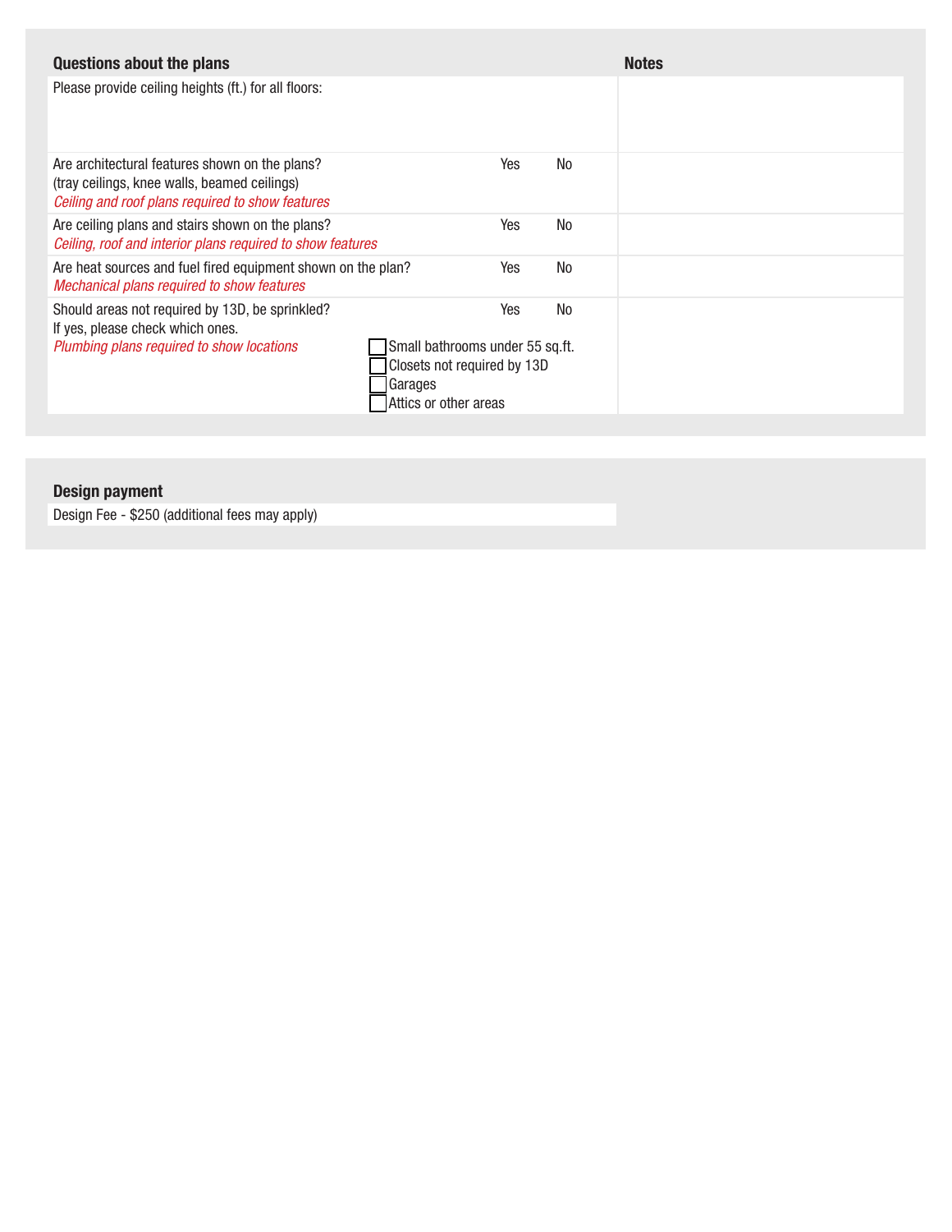| Questions about the plans | | | Notes |
|---|---|---|---|
| Please provide ceiling heights (ft.) for all floors: | | | |
| Are architectural features shown on the plans?<br>(tray ceilings, knee walls, beamed ceilings)<br>*Ceiling and roof plans required to show features* | Yes | No | |
| Are ceiling plans and stairs shown on the plans?<br>*Ceiling, roof and interior plans required to show features* | Yes | No | |
| Are heat sources and fuel fired equipment shown on the plan?<br>*Mechanical plans required to show features* | Yes | No | |
| Should areas not required by 13D, be sprinkled?<br>If yes, please check which ones.<br>*Plumbing plans required to show locations*<br>☐ Small bathrooms under 55 sq.ft.<br>☐ Closets not required by 13D<br>☐ Garages<br>☐ Attics or other areas | Yes | No | |

**Design payment**

Design Fee - $250 (additional fees may apply)